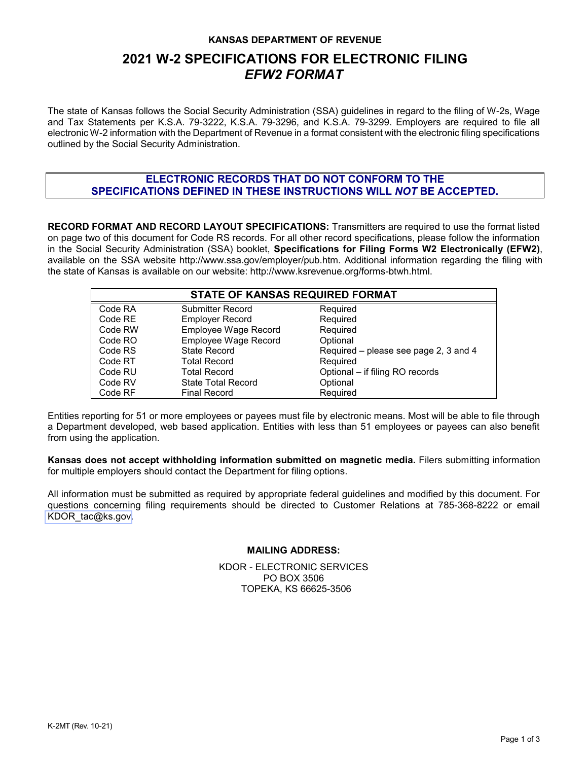**KANSAS DEPARTMENT OF REVENUE**

# 2021 W-2 SPECIFICATIONS FOR ELECTRONIC FILING
## *EFW2 FORMAT*

The state of Kansas follows the Social Security Administration (SSA) guidelines in regard to the filing of W-2s, Wage and Tax Statements per K.S.A. 79-3222, K.S.A. 79-3296, and K.S.A. 79-3299. Employers are required to file all electronic W-2 information with the Department of Revenue in a format consistent with the electronic filing specifications outlined by the Social Security Administration.

**ELECTRONIC RECORDS THAT DO NOT CONFORM TO THE SPECIFICATIONS DEFINED IN THESE INSTRUCTIONS WILL *NOT* BE ACCEPTED.**

**RECORD FORMAT AND RECORD LAYOUT SPECIFICATIONS:** Transmitters are required to use the format listed on page two of this document for Code RS records. For all other record specifications, please follow the information in the Social Security Administration (SSA) booklet, **Specifications for Filing Forms W2 Electronically (EFW2)**, available on the SSA website http://www.ssa.gov/employer/pub.htm. Additional information regarding the filing with the state of Kansas is available on our website: http://www.ksrevenue.org/forms-btwh.html.

| STATE OF KANSAS REQUIRED FORMAT | | |
|---|---|---|
| Code RA | Submitter Record | Required |
| Code RE | Employer Record | Required |
| Code RW | Employee Wage Record | Required |
| Code RO | Employee Wage Record | Optional |
| Code RS | State Record | Required – please see page 2, 3 and 4 |
| Code RT | Total Record | Required |
| Code RU | Total Record | Optional – if filing RO records |
| Code RV | State Total Record | Optional |
| Code RF | Final Record | Required |

Entities reporting for 51 or more employees or payees must file by electronic means. Most will be able to file through a Department developed, web based application. Entities with less than 51 employees or payees can also benefit from using the application.

**Kansas does not accept withholding information submitted on magnetic media.** Filers submitting information for multiple employers should contact the Department for filing options.

All information must be submitted as required by appropriate federal guidelines and modified by this document. For questions concerning filing requirements should be directed to Customer Relations at 785-368-8222 or email KDOR_tac@ks.gov.

**MAILING ADDRESS:**

KDOR - ELECTRONIC SERVICES
PO BOX 3506
TOPEKA, KS 66625-3506

K-2MT (Rev. 10-21)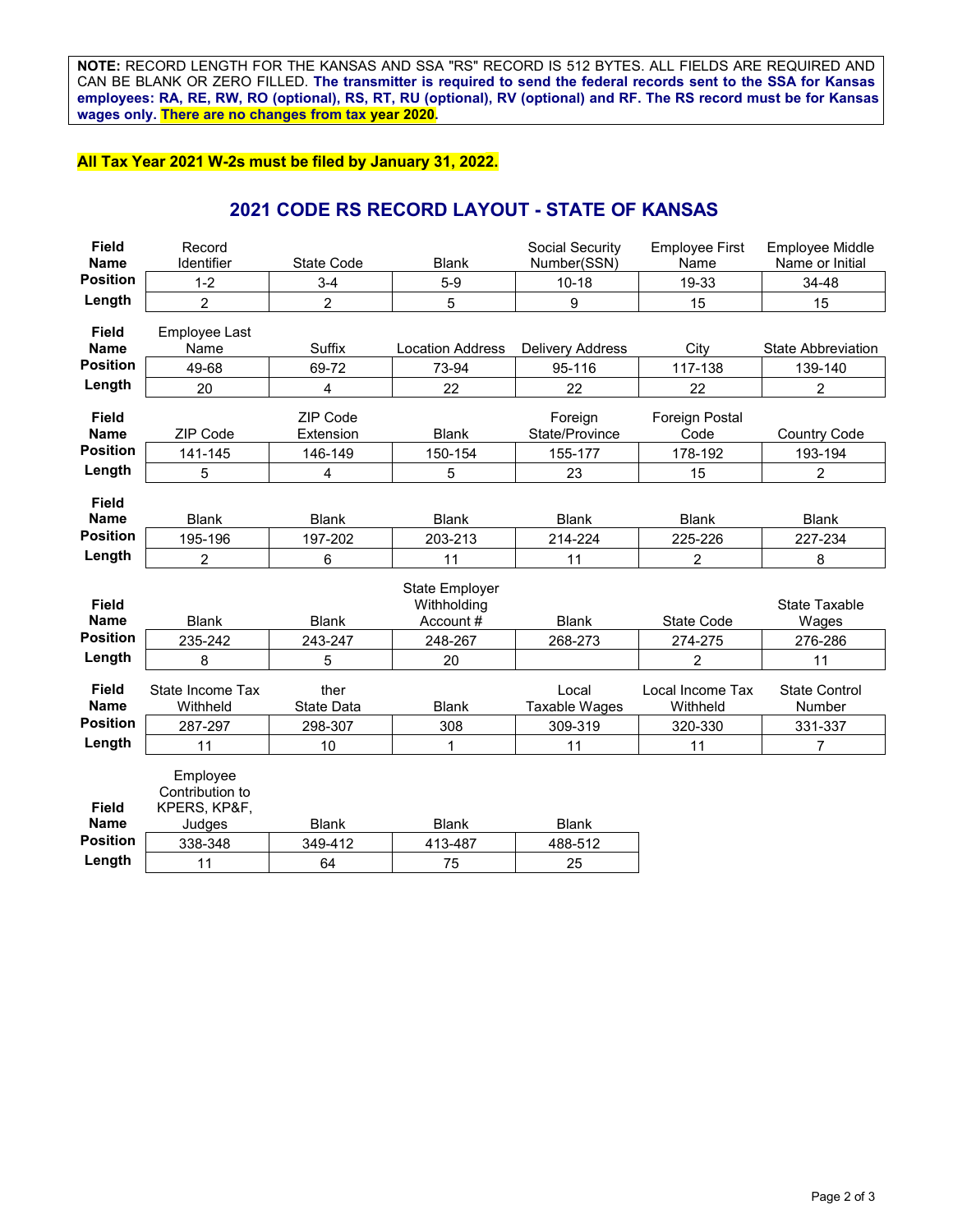**NOTE:** RECORD LENGTH FOR THE KANSAS AND SSA "RS" RECORD IS 512 BYTES. ALL FIELDS ARE REQUIRED AND CAN BE BLANK OR ZERO FILLED. **The transmitter is required to send the federal records sent to the SSA for Kansas employees: RA, RE, RW, RO (optional), RS, RT, RU (optional), RV (optional) and RF. The RS record must be for Kansas wages only. There are no changes from tax year 2020.**

**All Tax Year 2021 W-2s must be filed by January 31, 2022.**

## 2021 CODE RS RECORD LAYOUT - STATE OF KANSAS

| **Field Name** | Record Identifier | State Code | Blank | Social Security Number(SSN) | Employee First Name | Employee Middle Name or Initial |
|---|---|---|---|---|---|---|
| **Position** | 1-2 | 3-4 | 5-9 | 10-18 | 19-33 | 34-48 |
| **Length** | 2 | 2 | 5 | 9 | 15 | 15 |

| **Field Name** | Employee Last Name | Suffix | Location Address | Delivery Address | City | State Abbreviation |
|---|---|---|---|---|---|---|
| **Position** | 49-68 | 69-72 | 73-94 | 95-116 | 117-138 | 139-140 |
| **Length** | 20 | 4 | 22 | 22 | 22 | 2 |

| **Field Name** | ZIP Code | ZIP Code Extension | Blank | Foreign State/Province | Foreign Postal Code | Country Code |
|---|---|---|---|---|---|---|
| **Position** | 141-145 | 146-149 | 150-154 | 155-177 | 178-192 | 193-194 |
| **Length** | 5 | 4 | 5 | 23 | 15 | 2 |

| **Field Name** | Blank | Blank | Blank | Blank | Blank | Blank |
|---|---|---|---|---|---|---|
| **Position** | 195-196 | 197-202 | 203-213 | 214-224 | 225-226 | 227-234 |
| **Length** | 2 | 6 | 11 | 11 | 2 | 8 |

| **Field Name** | Blank | Blank | State Employer Withholding Account # | Blank | State Code | State Taxable Wages |
|---|---|---|---|---|---|---|
| **Position** | 235-242 | 243-247 | 248-267 | 268-273 | 274-275 | 276-286 |
| **Length** | 8 | 5 | 20 | | 2 | 11 |

| **Field Name** | State Income Tax Withheld | ther State Data | Blank | Local Taxable Wages | Local Income Tax Withheld | State Control Number |
|---|---|---|---|---|---|---|
| **Position** | 287-297 | 298-307 | 308 | 309-319 | 320-330 | 331-337 |
| **Length** | 11 | 10 | 1 | 11 | 11 | 7 |

| **Field Name** | Employee Contribution to KPERS, KP&F, Judges | Blank | Blank | Blank |
|---|---|---|---|---|
| **Position** | 338-348 | 349-412 | 413-487 | 488-512 |
| **Length** | 11 | 64 | 75 | 25 |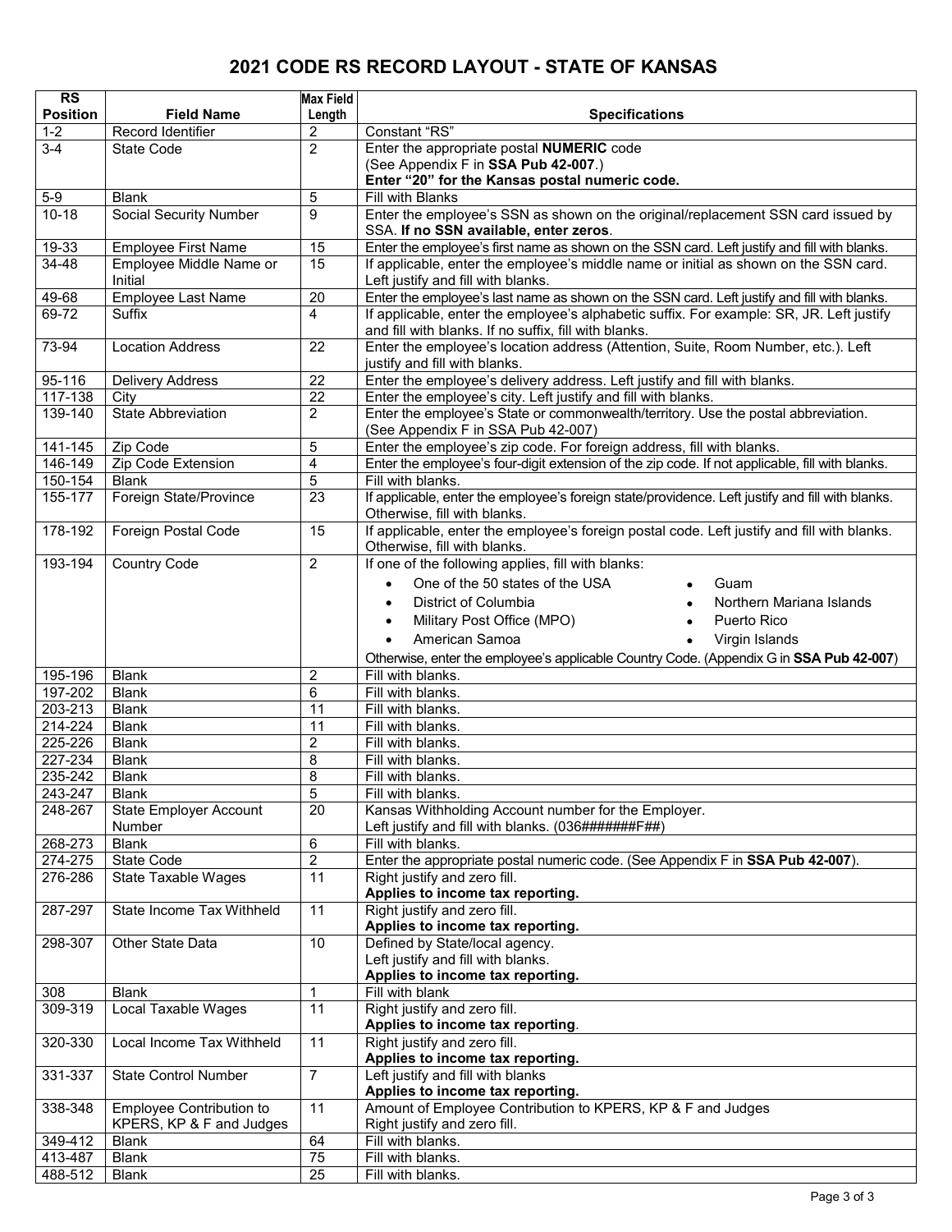# 2021 CODE RS RECORD LAYOUT - STATE OF KANSAS

| RS Position | Field Name | Max Field Length | Specifications |
|---|---|---|---|
| 1-2 | Record Identifier | 2 | Constant "RS" |
| 3-4 | State Code | 2 | Enter the appropriate postal **NUMERIC** code (See Appendix F in **SSA Pub 42-007**.) **Enter "20" for the Kansas postal numeric code.** |
| 5-9 | Blank | 5 | Fill with Blanks |
| 10-18 | Social Security Number | 9 | Enter the employee's SSN as shown on the original/replacement SSN card issued by SSA. **If no SSN available, enter zeros**. |
| 19-33 | Employee First Name | 15 | Enter the employee's first name as shown on the SSN card. Left justify and fill with blanks. |
| 34-48 | Employee Middle Name or Initial | 15 | If applicable, enter the employee's middle name or initial as shown on the SSN card. Left justify and fill with blanks. |
| 49-68 | Employee Last Name | 20 | Enter the employee's last name as shown on the SSN card. Left justify and fill with blanks. |
| 69-72 | Suffix | 4 | If applicable, enter the employee's alphabetic suffix. For example: SR, JR. Left justify and fill with blanks. If no suffix, fill with blanks. |
| 73-94 | Location Address | 22 | Enter the employee's location address (Attention, Suite, Room Number, etc.). Left justify and fill with blanks. |
| 95-116 | Delivery Address | 22 | Enter the employee's delivery address. Left justify and fill with blanks. |
| 117-138 | City | 22 | Enter the employee's city. Left justify and fill with blanks. |
| 139-140 | State Abbreviation | 2 | Enter the employee's State or commonwealth/territory. Use the postal abbreviation. (See Appendix F in SSA Pub 42-007) |
| 141-145 | Zip Code | 5 | Enter the employee's zip code. For foreign address, fill with blanks. |
| 146-149 | Zip Code Extension | 4 | Enter the employee's four-digit extension of the zip code. If not applicable, fill with blanks. |
| 150-154 | Blank | 5 | Fill with blanks. |
| 155-177 | Foreign State/Province | 23 | If applicable, enter the employee's foreign state/providence. Left justify and fill with blanks. Otherwise, fill with blanks. |
| 178-192 | Foreign Postal Code | 15 | If applicable, enter the employee's foreign postal code. Left justify and fill with blanks. Otherwise, fill with blanks. |
| 193-194 | Country Code | 2 | If one of the following applies, fill with blanks: • One of the 50 states of the USA • District of Columbia • Military Post Office (MPO) • American Samoa • Guam • Northern Mariana Islands • Puerto Rico • Virgin Islands. Otherwise, enter the employee's applicable Country Code. (Appendix G in **SSA Pub 42-007**) |
| 195-196 | Blank | 2 | Fill with blanks. |
| 197-202 | Blank | 6 | Fill with blanks. |
| 203-213 | Blank | 11 | Fill with blanks. |
| 214-224 | Blank | 11 | Fill with blanks. |
| 225-226 | Blank | 2 | Fill with blanks. |
| 227-234 | Blank | 8 | Fill with blanks. |
| 235-242 | Blank | 8 | Fill with blanks. |
| 243-247 | Blank | 5 | Fill with blanks. |
| 248-267 | State Employer Account Number | 20 | Kansas Withholding Account number for the Employer. Left justify and fill with blanks. (036#######F##) |
| 268-273 | Blank | 6 | Fill with blanks. |
| 274-275 | State Code | 2 | Enter the appropriate postal numeric code. (See Appendix F in **SSA Pub 42-007**). |
| 276-286 | State Taxable Wages | 11 | Right justify and zero fill. **Applies to income tax reporting.** |
| 287-297 | State Income Tax Withheld | 11 | Right justify and zero fill. **Applies to income tax reporting.** |
| 298-307 | Other State Data | 10 | Defined by State/local agency. Left justify and fill with blanks. **Applies to income tax reporting.** |
| 308 | Blank | 1 | Fill with blank |
| 309-319 | Local Taxable Wages | 11 | Right justify and zero fill. **Applies to income tax reporting**. |
| 320-330 | Local Income Tax Withheld | 11 | Right justify and zero fill. **Applies to income tax reporting.** |
| 331-337 | State Control Number | 7 | Left justify and fill with blanks **Applies to income tax reporting.** |
| 338-348 | Employee Contribution to KPERS, KP & F and Judges | 11 | Amount of Employee Contribution to KPERS, KP & F and Judges Right justify and zero fill. |
| 349-412 | Blank | 64 | Fill with blanks. |
| 413-487 | Blank | 75 | Fill with blanks. |
| 488-512 | Blank | 25 | Fill with blanks. |